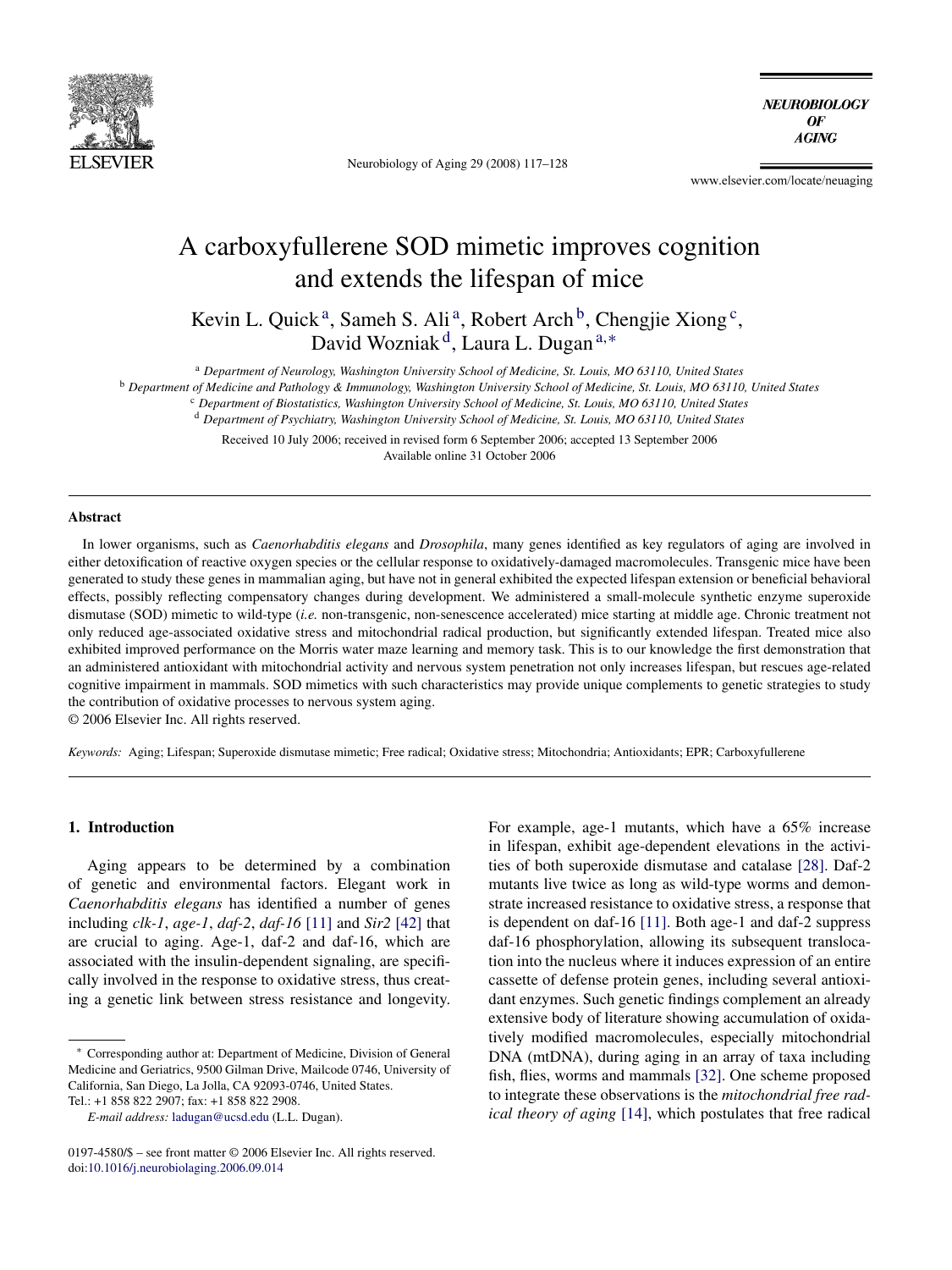# A carboxyfullerene SOD mimetic improves cognition and extends the lifespan of mice

Kevin L. Quick [a], Sameh S. Ali [a], Robert Arch [b], Chengjie Xiong [c], David Wozniak [d], Laura L. Dugan [a,*]

[a] *Department of Neurology, Washington University School of Medicine, St. Louis, MO 63110, United States*
[b] *Department of Medicine and Pathology & Immunology, Washington University School of Medicine, St. Louis, MO 63110, United States*
[c] *Department of Biostatistics, Washington University School of Medicine, St. Louis, MO 63110, United States*
[d] *Department of Psychiatry, Washington University School of Medicine, St. Louis, MO 63110, United States*

Received 10 July 2006; received in revised form 6 September 2006; accepted 13 September 2006
Available online 31 October 2006

## Abstract

In lower organisms, such as *Caenorhabditis elegans* and *Drosophila*, many genes identified as key regulators of aging are involved in either detoxification of reactive oxygen species or the cellular response to oxidatively-damaged macromolecules. Transgenic mice have been generated to study these genes in mammalian aging, but have not in general exhibited the expected lifespan extension or beneficial behavioral effects, possibly reflecting compensatory changes during development. We administered a small-molecule synthetic enzyme superoxide dismutase (SOD) mimetic to wild-type (*i.e.* non-transgenic, non-senescence accelerated) mice starting at middle age. Chronic treatment not only reduced age-associated oxidative stress and mitochondrial radical production, but significantly extended lifespan. Treated mice also exhibited improved performance on the Morris water maze learning and memory task. This is to our knowledge the first demonstration that an administered antioxidant with mitochondrial activity and nervous system penetration not only increases lifespan, but rescues age-related cognitive impairment in mammals. SOD mimetics with such characteristics may provide unique complements to genetic strategies to study the contribution of oxidative processes to nervous system aging.

© 2006 Elsevier Inc. All rights reserved.

*Keywords:* Aging; Lifespan; Superoxide dismutase mimetic; Free radical; Oxidative stress; Mitochondria; Antioxidants; EPR; Carboxyfullerene

## 1. Introduction

Aging appears to be determined by a combination of genetic and environmental factors. Elegant work in *Caenorhabditis elegans* has identified a number of genes including *clk-1*, *age-1*, *daf-2*, *daf-16* [11] and *Sir2* [42] that are crucial to aging. Age-1, daf-2 and daf-16, which are associated with the insulin-dependent signaling, are specifically involved in the response to oxidative stress, thus creating a genetic link between stress resistance and longevity. For example, age-1 mutants, which have a 65% increase in lifespan, exhibit age-dependent elevations in the activities of both superoxide dismutase and catalase [28]. Daf-2 mutants live twice as long as wild-type worms and demonstrate increased resistance to oxidative stress, a response that is dependent on daf-16 [11]. Both age-1 and daf-2 suppress daf-16 phosphorylation, allowing its subsequent translocation into the nucleus where it induces expression of an entire cassette of defense protein genes, including several antioxidant enzymes. Such genetic findings complement an already extensive body of literature showing accumulation of oxidatively modified macromolecules, especially mitochondrial DNA (mtDNA), during aging in an array of taxa including fish, flies, worms and mammals [32]. One scheme proposed to integrate these observations is the *mitochondrial free radical theory of aging* [14], which postulates that free radical

* Corresponding author at: Department of Medicine, Division of General Medicine and Geriatrics, 9500 Gilman Drive, Mailcode 0746, University of California, San Diego, La Jolla, CA 92093-0746, United States. Tel.: +1 858 822 2907; fax: +1 858 822 2908.
*E-mail address:* ladugan@ucsd.edu (L.L. Dugan).

0197-4580/$ – see front matter © 2006 Elsevier Inc. All rights reserved.
doi:10.1016/j.neurobiolaging.2006.09.014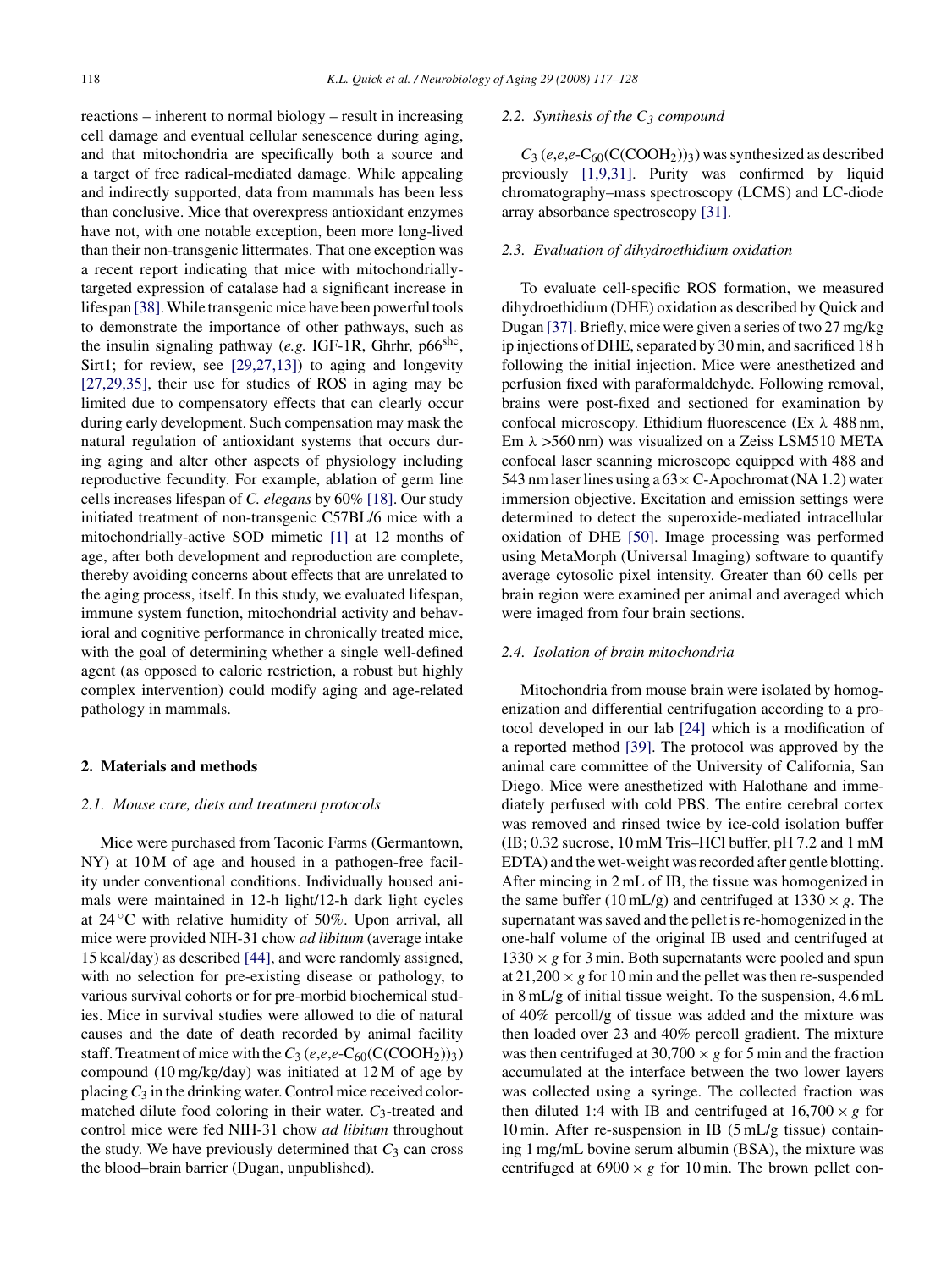reactions – inherent to normal biology – result in increasing cell damage and eventual cellular senescence during aging, and that mitochondria are specifically both a source and a target of free radical-mediated damage. While appealing and indirectly supported, data from mammals has been less than conclusive. Mice that overexpress antioxidant enzymes have not, with one notable exception, been more long-lived than their non-transgenic littermates. That one exception was a recent report indicating that mice with mitochondrially-targeted expression of catalase had a significant increase in lifespan [38]. While transgenic mice have been powerful tools to demonstrate the importance of other pathways, such as the insulin signaling pathway (*e.g.* IGF-1R, Ghrhr, $p66^{shc}$, Sirt1; for review, see [29,27,13]) to aging and longevity [27,29,35], their use for studies of ROS in aging may be limited due to compensatory effects that can clearly occur during early development. Such compensation may mask the natural regulation of antioxidant systems that occurs during aging and alter other aspects of physiology including reproductive fecundity. For example, ablation of germ line cells increases lifespan of *C. elegans* by 60% [18]. Our study initiated treatment of non-transgenic C57BL/6 mice with a mitochondrially-active SOD mimetic [1] at 12 months of age, after both development and reproduction are complete, thereby avoiding concerns about effects that are unrelated to the aging process, itself. In this study, we evaluated lifespan, immune system function, mitochondrial activity and behavioral and cognitive performance in chronically treated mice, with the goal of determining whether a single well-defined agent (as opposed to calorie restriction, a robust but highly complex intervention) could modify aging and age-related pathology in mammals.

## 2. Materials and methods

### 2.1. Mouse care, diets and treatment protocols

Mice were purchased from Taconic Farms (Germantown, NY) at 10 M of age and housed in a pathogen-free facility under conventional conditions. Individually housed animals were maintained in 12-h light/12-h dark light cycles at 24 °C with relative humidity of 50%. Upon arrival, all mice were provided NIH-31 chow *ad libitum* (average intake 15 kcal/day) as described [44], and were randomly assigned, with no selection for pre-existing disease or pathology, to various survival cohorts or for pre-morbid biochemical studies. Mice in survival studies were allowed to die of natural causes and the date of death recorded by animal facility staff. Treatment of mice with the $C_3$ (*e*,*e*,*e*-$C_{60}(C(COOH_2))_3$) compound (10 mg/kg/day) was initiated at 12 M of age by placing $C_3$ in the drinking water. Control mice received color-matched dilute food coloring in their water. $C_3$-treated and control mice were fed NIH-31 chow *ad libitum* throughout the study. We have previously determined that $C_3$ can cross the blood–brain barrier (Dugan, unpublished).

### 2.2. Synthesis of the $C_3$ compound

$C_3$ (*e*,*e*,*e*-$C_{60}(C(COOH_2))_3$) was synthesized as described previously [1,9,31]. Purity was confirmed by liquid chromatography–mass spectroscopy (LCMS) and LC-diode array absorbance spectroscopy [31].

### 2.3. Evaluation of dihydroethidium oxidation

To evaluate cell-specific ROS formation, we measured dihydroethidium (DHE) oxidation as described by Quick and Dugan [37]. Briefly, mice were given a series of two 27 mg/kg ip injections of DHE, separated by 30 min, and sacrificed 18 h following the initial injection. Mice were anesthetized and perfusion fixed with paraformaldehyde. Following removal, brains were post-fixed and sectioned for examination by confocal microscopy. Ethidium fluorescence (Ex λ 488 nm, Em λ >560 nm) was visualized on a Zeiss LSM510 META confocal laser scanning microscope equipped with 488 and 543 nm laser lines using a 63× C-Apochromat (NA 1.2) water immersion objective. Excitation and emission settings were determined to detect the superoxide-mediated intracellular oxidation of DHE [50]. Image processing was performed using MetaMorph (Universal Imaging) software to quantify average cytosolic pixel intensity. Greater than 60 cells per brain region were examined per animal and averaged which were imaged from four brain sections.

### 2.4. Isolation of brain mitochondria

Mitochondria from mouse brain were isolated by homogenization and differential centrifugation according to a protocol developed in our lab [24] which is a modification of a reported method [39]. The protocol was approved by the animal care committee of the University of California, San Diego. Mice were anesthetized with Halothane and immediately perfused with cold PBS. The entire cerebral cortex was removed and rinsed twice by ice-cold isolation buffer (IB; 0.32 sucrose, 10 mM Tris–HCl buffer, pH 7.2 and 1 mM EDTA) and the wet-weight was recorded after gentle blotting. After mincing in 2 mL of IB, the tissue was homogenized in the same buffer (10 mL/g) and centrifuged at 1330 × *g*. The supernatant was saved and the pellet is re-homogenized in the one-half volume of the original IB used and centrifuged at 1330 × *g* for 3 min. Both supernatants were pooled and spun at 21,200 × *g* for 10 min and the pellet was then re-suspended in 8 mL/g of initial tissue weight. To the suspension, 4.6 mL of 40% percoll/g of tissue was added and the mixture was then loaded over 23 and 40% percoll gradient. The mixture was then centrifuged at 30,700 × *g* for 5 min and the fraction accumulated at the interface between the two lower layers was collected using a syringe. The collected fraction was then diluted 1:4 with IB and centrifuged at 16,700 × *g* for 10 min. After re-suspension in IB (5 mL/g tissue) containing 1 mg/mL bovine serum albumin (BSA), the mixture was centrifuged at 6900 × *g* for 10 min. The brown pellet con-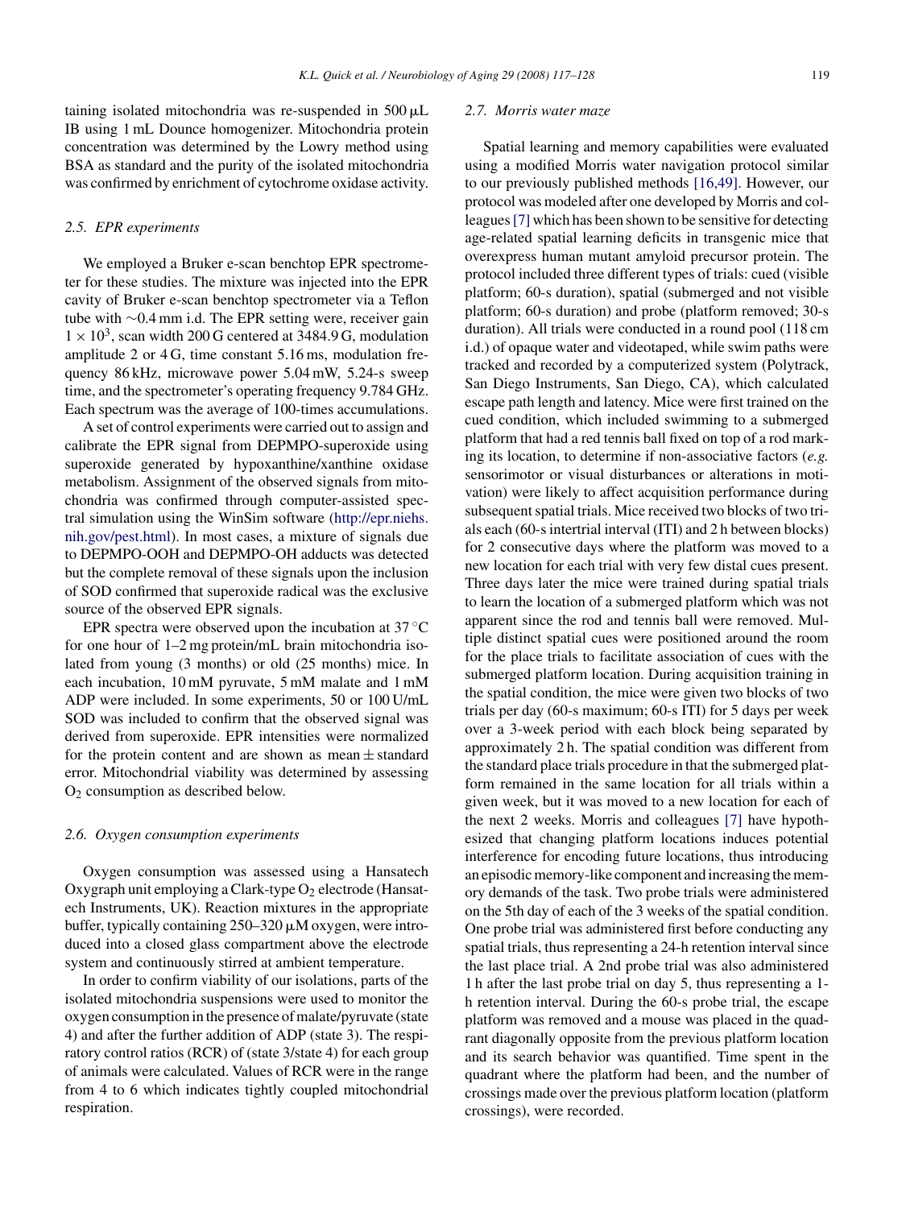taining isolated mitochondria was re-suspended in 500 μL IB using 1 mL Dounce homogenizer. Mitochondria protein concentration was determined by the Lowry method using BSA as standard and the purity of the isolated mitochondria was confirmed by enrichment of cytochrome oxidase activity.

### 2.5. EPR experiments

We employed a Bruker e-scan benchtop EPR spectrometer for these studies. The mixture was injected into the EPR cavity of Bruker e-scan benchtop spectrometer via a Teflon tube with ~0.4 mm i.d. The EPR setting were, receiver gain $1 \times 10^3$, scan width 200 G centered at 3484.9 G, modulation amplitude 2 or 4 G, time constant 5.16 ms, modulation frequency 86 kHz, microwave power 5.04 mW, 5.24-s sweep time, and the spectrometer's operating frequency 9.784 GHz. Each spectrum was the average of 100-times accumulations.

A set of control experiments were carried out to assign and calibrate the EPR signal from DEPMPO-superoxide using superoxide generated by hypoxanthine/xanthine oxidase metabolism. Assignment of the observed signals from mitochondria was confirmed through computer-assisted spectral simulation using the WinSim software (http://epr.niehs.nih.gov/pest.html). In most cases, a mixture of signals due to DEPMPO-OOH and DEPMPO-OH adducts was detected but the complete removal of these signals upon the inclusion of SOD confirmed that superoxide radical was the exclusive source of the observed EPR signals.

EPR spectra were observed upon the incubation at 37 °C for one hour of 1–2 mg protein/mL brain mitochondria isolated from young (3 months) or old (25 months) mice. In each incubation, 10 mM pyruvate, 5 mM malate and 1 mM ADP were included. In some experiments, 50 or 100 U/mL SOD was included to confirm that the observed signal was derived from superoxide. EPR intensities were normalized for the protein content and are shown as mean ± standard error. Mitochondrial viability was determined by assessing $O_2$ consumption as described below.

### 2.6. Oxygen consumption experiments

Oxygen consumption was assessed using a Hansatech Oxygraph unit employing a Clark-type $O_2$ electrode (Hansatech Instruments, UK). Reaction mixtures in the appropriate buffer, typically containing 250–320 μM oxygen, were introduced into a closed glass compartment above the electrode system and continuously stirred at ambient temperature.

In order to confirm viability of our isolations, parts of the isolated mitochondria suspensions were used to monitor the oxygen consumption in the presence of malate/pyruvate (state 4) and after the further addition of ADP (state 3). The respiratory control ratios (RCR) of (state 3/state 4) for each group of animals were calculated. Values of RCR were in the range from 4 to 6 which indicates tightly coupled mitochondrial respiration.

### 2.7. Morris water maze

Spatial learning and memory capabilities were evaluated using a modified Morris water navigation protocol similar to our previously published methods [16,49]. However, our protocol was modeled after one developed by Morris and colleagues [7] which has been shown to be sensitive for detecting age-related spatial learning deficits in transgenic mice that overexpress human mutant amyloid precursor protein. The protocol included three different types of trials: cued (visible platform; 60-s duration), spatial (submerged and not visible platform; 60-s duration) and probe (platform removed; 30-s duration). All trials were conducted in a round pool (118 cm i.d.) of opaque water and videotaped, while swim paths were tracked and recorded by a computerized system (Polytrack, San Diego Instruments, San Diego, CA), which calculated escape path length and latency. Mice were first trained on the cued condition, which included swimming to a submerged platform that had a red tennis ball fixed on top of a rod marking its location, to determine if non-associative factors (*e.g.* sensorimotor or visual disturbances or alterations in motivation) were likely to affect acquisition performance during subsequent spatial trials. Mice received two blocks of two trials each (60-s intertrial interval (ITI) and 2 h between blocks) for 2 consecutive days where the platform was moved to a new location for each trial with very few distal cues present. Three days later the mice were trained during spatial trials to learn the location of a submerged platform which was not apparent since the rod and tennis ball were removed. Multiple distinct spatial cues were positioned around the room for the place trials to facilitate association of cues with the submerged platform location. During acquisition training in the spatial condition, the mice were given two blocks of two trials per day (60-s maximum; 60-s ITI) for 5 days per week over a 3-week period with each block being separated by approximately 2 h. The spatial condition was different from the standard place trials procedure in that the submerged platform remained in the same location for all trials within a given week, but it was moved to a new location for each of the next 2 weeks. Morris and colleagues [7] have hypothesized that changing platform locations induces potential interference for encoding future locations, thus introducing an episodic memory-like component and increasing the memory demands of the task. Two probe trials were administered on the 5th day of each of the 3 weeks of the spatial condition. One probe trial was administered first before conducting any spatial trials, thus representing a 24-h retention interval since the last place trial. A 2nd probe trial was also administered 1 h after the last probe trial on day 5, thus representing a 1-h retention interval. During the 60-s probe trial, the escape platform was removed and a mouse was placed in the quadrant diagonally opposite from the previous platform location and its search behavior was quantified. Time spent in the quadrant where the platform had been, and the number of crossings made over the previous platform location (platform crossings), were recorded.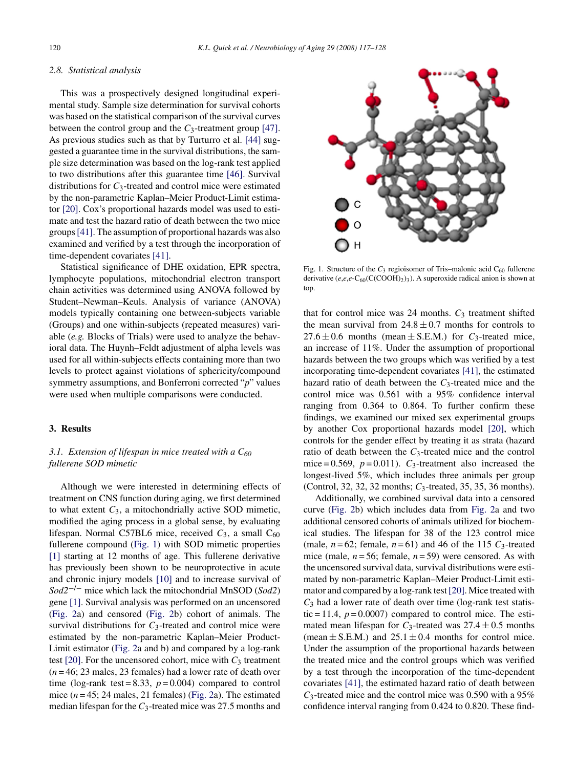### 2.8. Statistical analysis

This was a prospectively designed longitudinal experimental study. Sample size determination for survival cohorts was based on the statistical comparison of the survival curves between the control group and the $C_3$-treatment group [47]. As previous studies such as that by Turturro et al. [44] suggested a guarantee time in the survival distributions, the sample size determination was based on the log-rank test applied to two distributions after this guarantee time [46]. Survival distributions for $C_3$-treated and control mice were estimated by the non-parametric Kaplan–Meier Product-Limit estimator [20]. Cox's proportional hazards model was used to estimate and test the hazard ratio of death between the two mice groups [41]. The assumption of proportional hazards was also examined and verified by a test through the incorporation of time-dependent covariates [41].

Statistical significance of DHE oxidation, EPR spectra, lymphocyte populations, mitochondrial electron transport chain activities was determined using ANOVA followed by Student–Newman–Keuls. Analysis of variance (ANOVA) models typically containing one between-subjects variable (Groups) and one within-subjects (repeated measures) variable (*e.g.* Blocks of Trials) were used to analyze the behavioral data. The Huynh–Feldt adjustment of alpha levels was used for all within-subjects effects containing more than two levels to protect against violations of sphericity/compound symmetry assumptions, and Bonferroni corrected "*p*" values were used when multiple comparisons were conducted.

## 3. Results

### 3.1. Extension of lifespan in mice treated with a $C_{60}$ fullerene SOD mimetic

Although we were interested in determining effects of treatment on CNS function during aging, we first determined to what extent $C_3$, a mitochondrially active SOD mimetic, modified the aging process in a global sense, by evaluating lifespan. Normal C57BL6 mice, received $C_3$, a small $C_{60}$ fullerene compound (Fig. 1) with SOD mimetic properties [1] starting at 12 months of age. This fullerene derivative has previously been shown to be neuroprotective in acute and chronic injury models [10] and to increase survival of $Sod2^{-/-}$ mice which lack the mitochondrial MnSOD (*Sod2*) gene [1]. Survival analysis was performed on an uncensored (Fig. 2a) and censored (Fig. 2b) cohort of animals. The survival distributions for $C_3$-treated and control mice were estimated by the non-parametric Kaplan–Meier Product-Limit estimator (Fig. 2a and b) and compared by a log-rank test [20]. For the uncensored cohort, mice with $C_3$ treatment ($n = 46$; 23 males, 23 females) had a lower rate of death over time (log-rank test = 8.33, $p = 0.004$) compared to control mice ($n = 45$; 24 males, 21 females) (Fig. 2a). The estimated median lifespan for the $C_3$-treated mice was 27.5 months and that for control mice was 24 months. $C_3$ treatment shifted the mean survival from $24.8 \pm 0.7$ months for controls to $27.6 \pm 0.6$ months (mean ± S.E.M.) for $C_3$-treated mice, an increase of 11%. Under the assumption of proportional hazards between the two groups which was verified by a test incorporating time-dependent covariates [41], the estimated hazard ratio of death between the $C_3$-treated mice and the control mice was 0.561 with a 95% confidence interval ranging from 0.364 to 0.864. To further confirm these findings, we examined our mixed sex experimental groups by another Cox proportional hazards model [20], which controls for the gender effect by treating it as strata (hazard ratio of death between the $C_3$-treated mice and the control mice = 0.569, $p = 0.011$). $C_3$-treatment also increased the longest-lived 5%, which includes three animals per group (Control, 32, 32, 32 months; $C_3$-treated, 35, 35, 36 months).

Fig. 1. Structure of the $C_3$ regioisomer of Tris–malonic acid $C_{60}$ fullerene derivative (*e*,*e*,*e*-$C_{60}(C(COOH)_2)_3$). A superoxide radical anion is shown at top.

Additionally, we combined survival data into a censored curve (Fig. 2b) which includes data from Fig. 2a and two additional censored cohorts of animals utilized for biochemical studies. The lifespan for 38 of the 123 control mice (male, $n = 62$; female, $n = 61$) and 46 of the 115 $C_3$-treated mice (male, $n = 56$; female, $n = 59$) were censored. As with the uncensored survival data, survival distributions were estimated by non-parametric Kaplan–Meier Product-Limit estimator and compared by a log-rank test [20]. Mice treated with $C_3$ had a lower rate of death over time (log-rank test statistic = 11.4, $p = 0.0007$) compared to control mice. The estimated mean lifespan for $C_3$-treated was $27.4 \pm 0.5$ months (mean ± S.E.M.) and $25.1 \pm 0.4$ months for control mice. Under the assumption of the proportional hazards between the treated mice and the control groups which was verified by a test through the incorporation of the time-dependent covariates [41], the estimated hazard ratio of death between $C_3$-treated mice and the control mice was 0.590 with a 95% confidence interval ranging from 0.424 to 0.820. These find-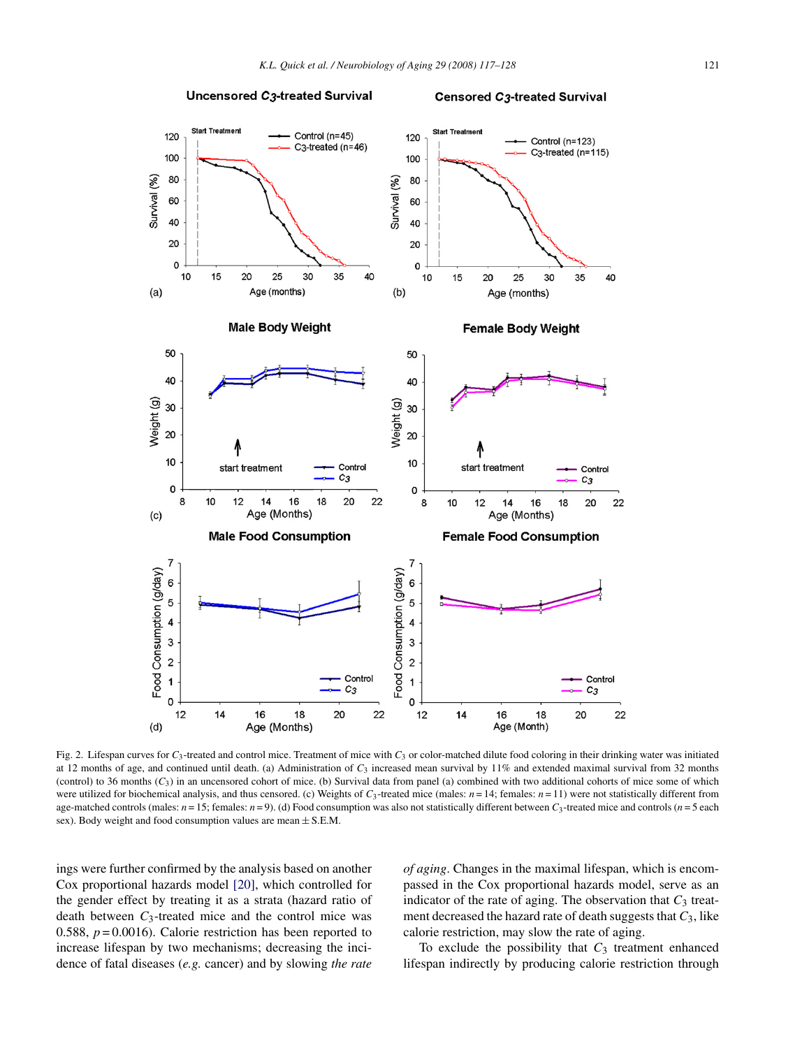Fig. 2. Lifespan curves for $C_3$-treated and control mice. Treatment of mice with $C_3$ or color-matched dilute food coloring in their drinking water was initiated at 12 months of age, and continued until death. (a) Administration of $C_3$ increased mean survival by 11% and extended maximal survival from 32 months (control) to 36 months ($C_3$) in an uncensored cohort of mice. (b) Survival data from panel (a) combined with two additional cohorts of mice some of which were utilized for biochemical analysis, and thus censored. (c) Weights of $C_3$-treated mice (males: $n = 14$; females: $n = 11$) were not statistically different from age-matched controls (males: $n = 15$; females: $n = 9$). (d) Food consumption was also not statistically different between $C_3$-treated mice and controls ($n = 5$ each sex). Body weight and food consumption values are mean ± S.E.M.

ings were further confirmed by the analysis based on another Cox proportional hazards model [20], which controlled for the gender effect by treating it as a strata (hazard ratio of death between $C_3$-treated mice and the control mice was 0.588, $p = 0.0016$). Calorie restriction has been reported to increase lifespan by two mechanisms; decreasing the incidence of fatal diseases (*e.g.* cancer) and by slowing *the rate of aging*. Changes in the maximal lifespan, which is encompassed in the Cox proportional hazards model, serve as an indicator of the rate of aging. The observation that $C_3$ treatment decreased the hazard rate of death suggests that $C_3$, like calorie restriction, may slow the rate of aging.

To exclude the possibility that $C_3$ treatment enhanced lifespan indirectly by producing calorie restriction through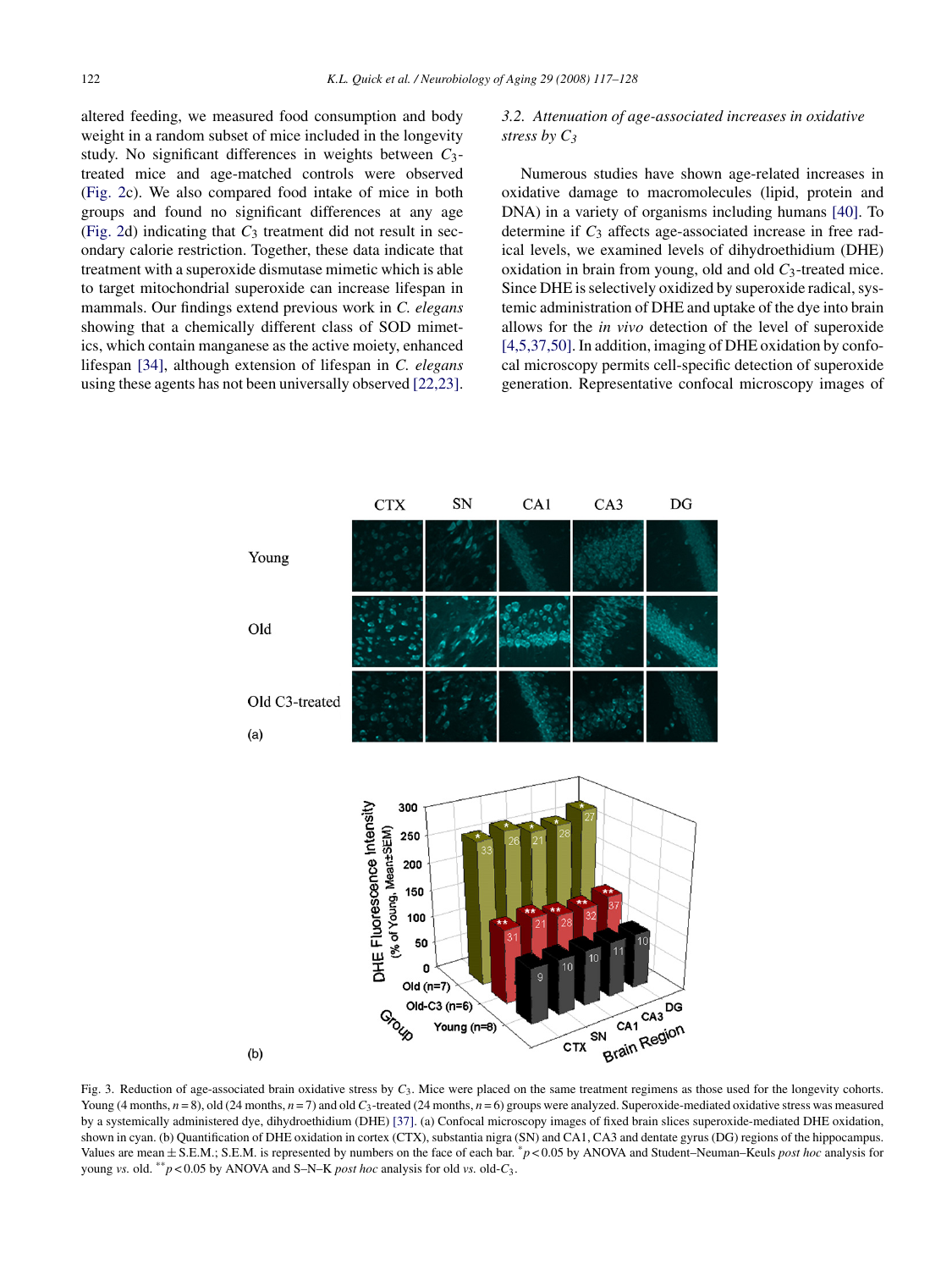altered feeding, we measured food consumption and body weight in a random subset of mice included in the longevity study. No significant differences in weights between $C_3$-treated mice and age-matched controls were observed (Fig. 2c). We also compared food intake of mice in both groups and found no significant differences at any age (Fig. 2d) indicating that $C_3$ treatment did not result in secondary calorie restriction. Together, these data indicate that treatment with a superoxide dismutase mimetic which is able to target mitochondrial superoxide can increase lifespan in mammals. Our findings extend previous work in *C. elegans* showing that a chemically different class of SOD mimetics, which contain manganese as the active moiety, enhanced lifespan [34], although extension of lifespan in *C. elegans* using these agents has not been universally observed [22,23].

### 3.2. Attenuation of age-associated increases in oxidative stress by $C_3$

Numerous studies have shown age-related increases in oxidative damage to macromolecules (lipid, protein and DNA) in a variety of organisms including humans [40]. To determine if $C_3$ affects age-associated increase in free radical levels, we examined levels of dihydroethidium (DHE) oxidation in brain from young, old and old $C_3$-treated mice. Since DHE is selectively oxidized by superoxide radical, systemic administration of DHE and uptake of the dye into brain allows for the *in vivo* detection of the level of superoxide [4,5,37,50]. In addition, imaging of DHE oxidation by confocal microscopy permits cell-specific detection of superoxide generation. Representative confocal microscopy images of

Fig. 3. Reduction of age-associated brain oxidative stress by $C_3$. Mice were placed on the same treatment regimens as those used for the longevity cohorts. Young (4 months, $n = 8$), old (24 months, $n = 7$) and old $C_3$-treated (24 months, $n = 6$) groups were analyzed. Superoxide-mediated oxidative stress was measured by a systemically administered dye, dihydroethidium (DHE) [37]. (a) Confocal microscopy images of fixed brain slices superoxide-mediated DHE oxidation, shown in cyan. (b) Quantification of DHE oxidation in cortex (CTX), substantia nigra (SN) and CA1, CA3 and dentate gyrus (DG) regions of the hippocampus. Values are mean ± S.E.M.; S.E.M. is represented by numbers on the face of each bar. * $p < 0.05$ by ANOVA and Student–Neuman–Keuls *post hoc* analysis for young *vs.* old. ** $p < 0.05$ by ANOVA and S–N–K *post hoc* analysis for old *vs.* old-$C_3$.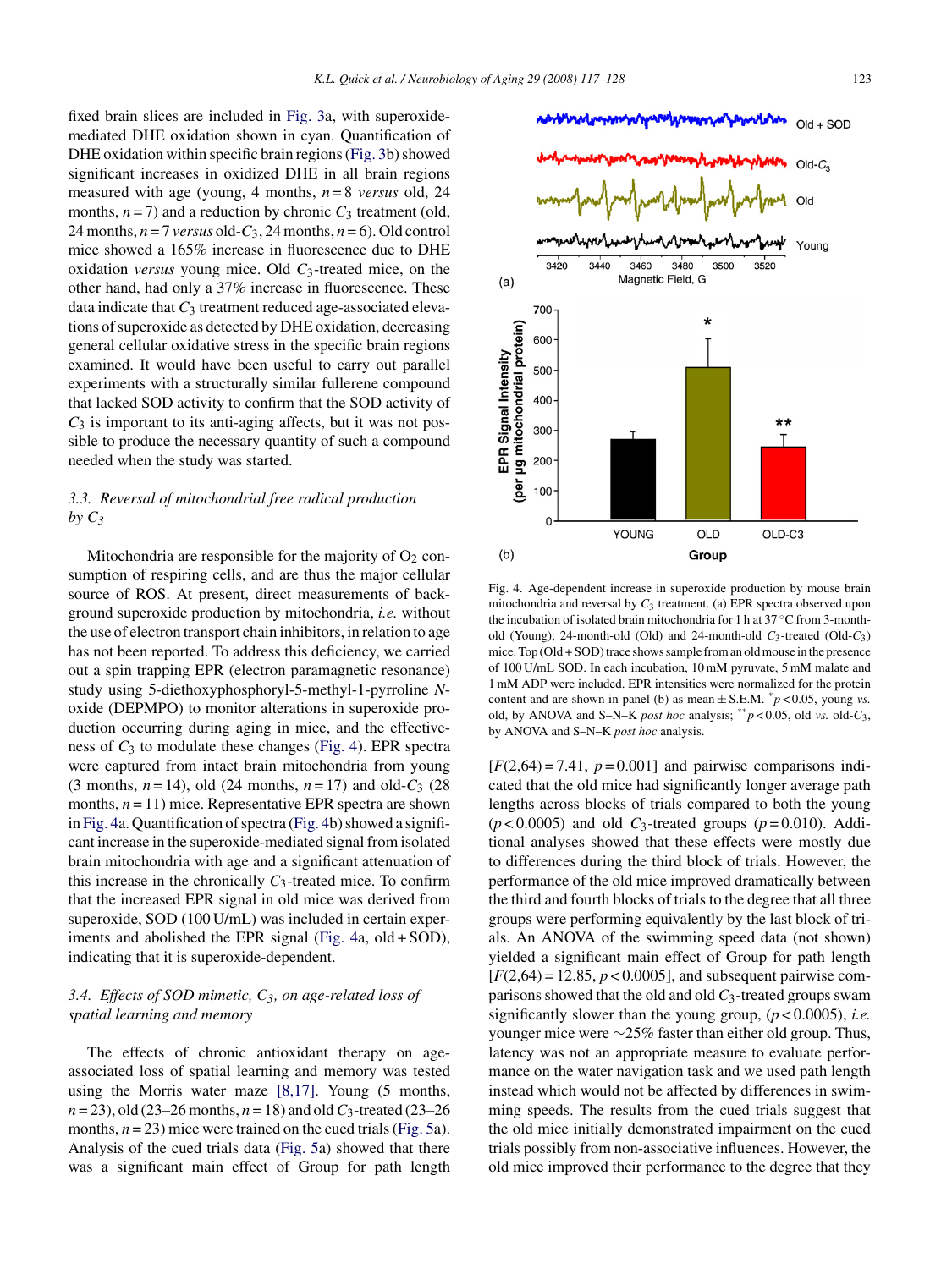fixed brain slices are included in Fig. 3a, with superoxide-mediated DHE oxidation shown in cyan. Quantification of DHE oxidation within specific brain regions (Fig. 3b) showed significant increases in oxidized DHE in all brain regions measured with age (young, 4 months, $n = 8$ *versus* old, 24 months, $n = 7$) and a reduction by chronic $C_3$ treatment (old, 24 months, $n = 7$ *versus* old-$C_3$, 24 months, $n = 6$). Old control mice showed a 165% increase in fluorescence due to DHE oxidation *versus* young mice. Old $C_3$-treated mice, on the other hand, had only a 37% increase in fluorescence. These data indicate that $C_3$ treatment reduced age-associated elevations of superoxide as detected by DHE oxidation, decreasing general cellular oxidative stress in the specific brain regions examined. It would have been useful to carry out parallel experiments with a structurally similar fullerene compound that lacked SOD activity to confirm that the SOD activity of $C_3$ is important to its anti-aging effects, but it was not possible to produce the necessary quantity of such a compound needed when the study was started.

### 3.3. Reversal of mitochondrial free radical production by $C_3$

Mitochondria are responsible for the majority of $O_2$ consumption of respiring cells, and are thus the major cellular source of ROS. At present, direct measurements of background superoxide production by mitochondria, *i.e.* without the use of electron transport chain inhibitors, in relation to age has not been reported. To address this deficiency, we carried out a spin trapping EPR (electron paramagnetic resonance) study using 5-diethoxyphosphoryl-5-methyl-1-pyrroline *N*-oxide (DEPMPO) to monitor alterations in superoxide production occurring during aging in mice, and the effectiveness of $C_3$ to modulate these changes (Fig. 4). EPR spectra were captured from intact brain mitochondria from young (3 months, $n = 14$), old (24 months, $n = 17$) and old-$C_3$ (28 months, $n = 11$) mice. Representative EPR spectra are shown in Fig. 4a. Quantification of spectra (Fig. 4b) showed a significant increase in the superoxide-mediated signal from isolated brain mitochondria with age and a significant attenuation of this increase in the chronically $C_3$-treated mice. To confirm that the increased EPR signal in old mice was derived from superoxide, SOD (100 U/mL) was included in certain experiments and abolished the EPR signal (Fig. 4a, old + SOD), indicating that it is superoxide-dependent.

### 3.4. Effects of SOD mimetic, $C_3$, on age-related loss of spatial learning and memory

The effects of chronic antioxidant therapy on age-associated loss of spatial learning and memory was tested using the Morris water maze [8,17]. Young (5 months, $n = 23$), old (23–26 months, $n = 18$) and old $C_3$-treated (23–26 months, $n = 23$) mice were trained on the cued trials (Fig. 5a). Analysis of the cued trials data (Fig. 5a) showed that there was a significant main effect of Group for path length

Fig. 4. Age-dependent increase in superoxide production by mouse brain mitochondria and reversal by $C_3$ treatment. (a) EPR spectra observed upon the incubation of isolated brain mitochondria for 1 h at 37 °C from 3-month-old (Young), 24-month-old (Old) and 24-month-old $C_3$-treated (Old-$C_3$) mice. Top (Old + SOD) trace shows sample from an old mouse in the presence of 100 U/mL SOD. In each incubation, 10 mM pyruvate, 5 mM malate and 1 mM ADP were included. EPR intensities were normalized for the protein content and are shown in panel (b) as mean ± S.E.M. *$p < 0.05$, young *vs.* old, by ANOVA and S–N–K *post hoc* analysis; **$p < 0.05$, old *vs.* old-$C_3$, by ANOVA and S–N–K *post hoc* analysis.

[$F(2,64) = 7.41$, $p = 0.001$] and pairwise comparisons indicated that the old mice had significantly longer average path lengths across blocks of trials compared to both the young ($p < 0.0005$) and old $C_3$-treated groups ($p = 0.010$). Additional analyses showed that these effects were mostly due to differences during the third block of trials. However, the performance of the old mice improved dramatically between the third and fourth blocks of trials to the degree that all three groups were performing equivalently by the last block of trials. An ANOVA of the swimming speed data (not shown) yielded a significant main effect of Group for path length [$F(2,64) = 12.85$, $p < 0.0005$], and subsequent pairwise comparisons showed that the old and old $C_3$-treated groups swam significantly slower than the young group, ($p < 0.0005$), *i.e.* younger mice were ∼25% faster than either old group. Thus, latency was not an appropriate measure to evaluate performance on the water navigation task and we used path length instead which would not be affected by differences in swimming speeds. The results from the cued trials suggest that the old mice initially demonstrated impairment on the cued trials possibly from non-associative influences. However, the old mice improved their performance to the degree that they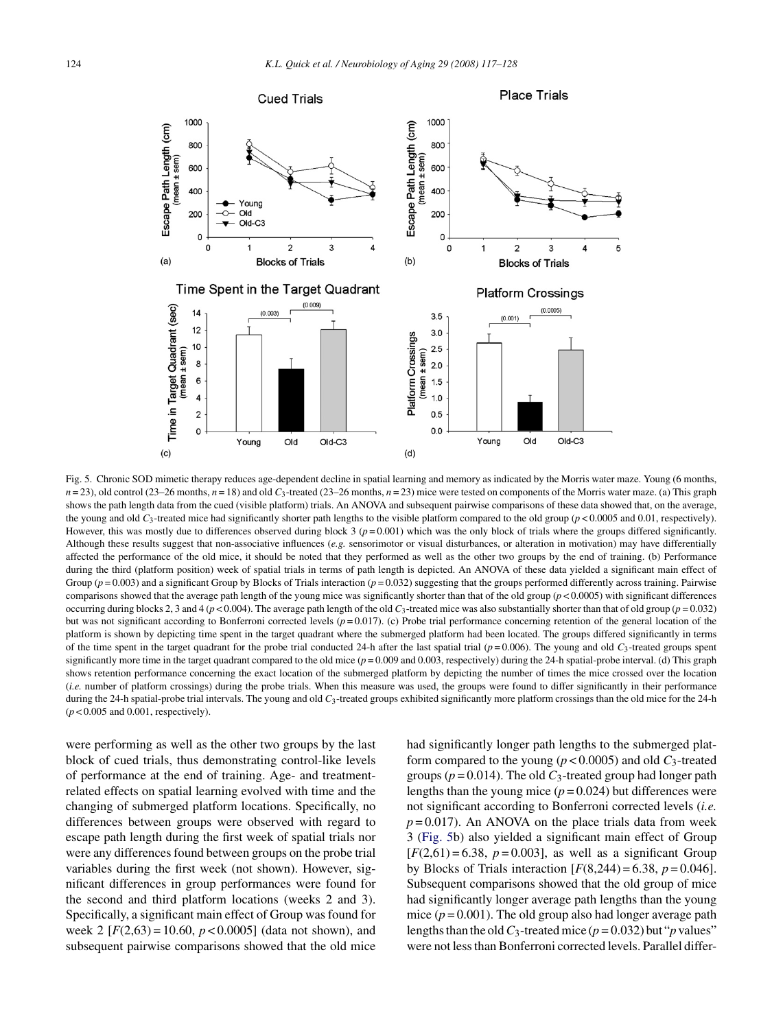Fig. 5. Chronic SOD mimetic therapy reduces age-dependent decline in spatial learning and memory as indicated by the Morris water maze. Young (6 months, $n = 23$), old control (23–26 months, $n = 18$) and old $C_3$-treated (23–26 months, $n = 23$) mice were tested on components of the Morris water maze. (a) This graph shows the path length data from the cued (visible platform) trials. An ANOVA and subsequent pairwise comparisons of these data showed that, on the average, the young and old $C_3$-treated mice had significantly shorter path lengths to the visible platform compared to the old group ($p < 0.0005$ and 0.01, respectively). However, this was mostly due to differences observed during block 3 ($p = 0.001$) which was the only block of trials where the groups differed significantly. Although these results suggest that non-associative influences (*e.g.* sensorimotor or visual disturbances, or alteration in motivation) may have differentially affected the performance of the old mice, it should be noted that they performed as well as the other two groups by the end of training. (b) Performance during the third (platform position) week of spatial trials in terms of path length is depicted. An ANOVA of these data yielded a significant main effect of Group ($p = 0.003$) and a significant Group by Blocks of Trials interaction ($p = 0.032$) suggesting that the groups performed differently across training. Pairwise comparisons showed that the average path length of the young mice was significantly shorter than that of the old group ($p < 0.0005$) with significant differences occurring during blocks 2, 3 and 4 ($p < 0.004$). The average path length of the old $C_3$-treated mice was also substantially shorter than that of old group ($p = 0.032$) but was not significant according to Bonferroni corrected levels ($p = 0.017$). (c) Probe trial performance concerning retention of the general location of the platform is shown by depicting time spent in the target quadrant where the submerged platform had been located. The groups differed significantly in terms of the time spent in the target quadrant for the probe trial conducted 24-h after the last spatial trial ($p = 0.006$). The young and old $C_3$-treated groups spent significantly more time in the target quadrant compared to the old mice ($p = 0.009$ and 0.003, respectively) during the 24-h spatial-probe interval. (d) This graph shows retention performance concerning the exact location of the submerged platform by depicting the number of times the mice crossed over the location (*i.e.* number of platform crossings) during the probe trials. When this measure was used, the groups were found to differ significantly in their performance during the 24-h spatial-probe trial intervals. The young and old $C_3$-treated groups exhibited significantly more platform crossings than the old mice for the 24-h ($p < 0.005$ and 0.001, respectively).

were performing as well as the other two groups by the last block of cued trials, thus demonstrating control-like levels of performance at the end of training. Age- and treatment-related effects on spatial learning evolved with time and the changing of submerged platform locations. Specifically, no differences between groups were observed with regard to escape path length during the first week of spatial trials nor were any differences found between groups on the probe trial variables during the first week (not shown). However, significant differences in group performances were found for the second and third platform locations (weeks 2 and 3). Specifically, a significant main effect of Group was found for week 2 [$F(2,63) = 10.60$, $p < 0.0005$] (data not shown), and subsequent pairwise comparisons showed that the old mice had significantly longer path lengths to the submerged platform compared to the young ($p < 0.0005$) and old $C_3$-treated groups ($p = 0.014$). The old $C_3$-treated group had longer path lengths than the young mice ($p = 0.024$) but differences were not significant according to Bonferroni corrected levels (*i.e.* $p = 0.017$). An ANOVA on the place trials data from week 3 (Fig. 5b) also yielded a significant main effect of Group [$F(2,61) = 6.38$, $p = 0.003$], as well as a significant Group by Blocks of Trials interaction [$F(8,244) = 6.38$, $p = 0.046$]. Subsequent comparisons showed that the old group of mice had significantly longer average path lengths than the young mice ($p = 0.001$). The old group also had longer average path lengths than the old $C_3$-treated mice ($p = 0.032$) but "$p$ values" were not less than Bonferroni corrected levels. Parallel differ-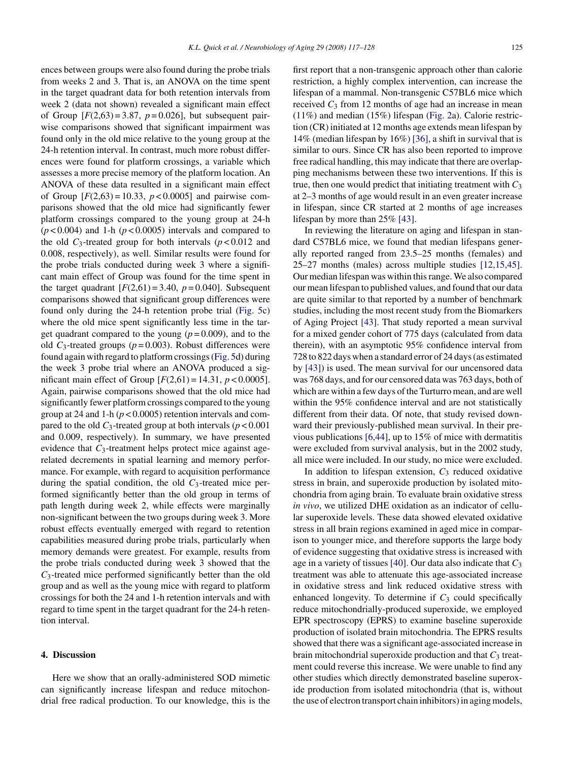ences between groups were also found during the probe trials from weeks 2 and 3. That is, an ANOVA on the time spent in the target quadrant data for both retention intervals from week 2 (data not shown) revealed a significant main effect of Group [$F(2,63) = 3.87$, $p = 0.026$], but subsequent pairwise comparisons showed that significant impairment was found only in the old mice relative to the young group at the 24-h retention interval. In contrast, much more robust differences were found for platform crossings, a variable which assesses a more precise memory of the platform location. An ANOVA of these data resulted in a significant main effect of Group [$F(2,63) = 10.33$, $p < 0.0005$] and pairwise comparisons showed that the old mice had significantly fewer platform crossings compared to the young group at 24-h ($p < 0.004$) and 1-h ($p < 0.0005$) intervals and compared to the old $C_3$-treated group for both intervals ($p < 0.012$ and 0.008, respectively), as well. Similar results were found for the probe trials conducted during week 3 where a significant main effect of Group was found for the time spent in the target quadrant [$F(2,61) = 3.40$, $p = 0.040$]. Subsequent comparisons showed that significant group differences were found only during the 24-h retention probe trial (Fig. 5c) where the old mice spent significantly less time in the target quadrant compared to the young ($p = 0.009$), and to the old $C_3$-treated groups ($p = 0.003$). Robust differences were found again with regard to platform crossings (Fig. 5d) during the week 3 probe trial where an ANOVA produced a significant main effect of Group [$F(2,61) = 14.31$, $p < 0.0005$]. Again, pairwise comparisons showed that the old mice had significantly fewer platform crossings compared to the young group at 24 and 1-h ($p < 0.0005$) retention intervals and compared to the old $C_3$-treated group at both intervals ($p < 0.001$ and 0.009, respectively). In summary, we have presented evidence that $C_3$-treatment helps protect mice against age-related decrements in spatial learning and memory performance. For example, with regard to acquisition performance during the spatial condition, the old $C_3$-treated mice performed significantly better than the old group in terms of path length during week 2, while effects were marginally non-significant between the two groups during week 3. More robust effects eventually emerged with regard to retention capabilities measured during probe trials, particularly when memory demands were greatest. For example, results from the probe trials conducted during week 3 showed that the $C_3$-treated mice performed significantly better than the old group and as well as the young mice with regard to platform crossings for both the 24 and 1-h retention intervals and with regard to time spent in the target quadrant for the 24-h retention interval.

## 4. Discussion

Here we show that an orally-administered SOD mimetic can significantly increase lifespan and reduce mitochondrial free radical production. To our knowledge, this is the first report that a non-transgenic approach other than calorie restriction, a highly complex intervention, can increase the lifespan of a mammal. Non-transgenic C57BL6 mice which received $C_3$ from 12 months of age had an increase in mean (11%) and median (15%) lifespan (Fig. 2a). Calorie restriction (CR) initiated at 12 months age extends mean lifespan by 14% (median lifespan by 16%) [36], a shift in survival that is similar to ours. Since CR has also been reported to improve free radical handling, this may indicate that there are overlapping mechanisms between these two interventions. If this is true, then one would predict that initiating treatment with $C_3$ at 2–3 months of age would result in an even greater increase in lifespan, since CR started at 2 months of age increases lifespan by more than 25% [43].

In reviewing the literature on aging and lifespan in standard C57BL6 mice, we found that median lifespans generally reported ranged from 23.5–25 months (females) and 25–27 months (males) across multiple studies [12,15,45]. Our median lifespan was within this range. We also compared our mean lifespan to published values, and found that our data are quite similar to that reported by a number of benchmark studies, including the most recent study from the Biomarkers of Aging Project [43]. That study reported a mean survival for a mixed gender cohort of 775 days (calculated from data therein), with an asymptotic 95% confidence interval from 728 to 822 days when a standard error of 24 days (as estimated by [43]) is used. The mean survival for our uncensored data was 768 days, and for our censored data was 763 days, both of which are within a few days of the Turturro mean, and are well within the 95% confidence interval and are not statistically different from their data. Of note, that study revised downward their previously-published mean survival. In their previous publications [6,44], up to 15% of mice with dermatitis were excluded from survival analysis, but in the 2002 study, all mice were included. In our study, no mice were excluded.

In addition to lifespan extension, $C_3$ reduced oxidative stress in brain, and superoxide production by isolated mitochondria from aging brain. To evaluate brain oxidative stress *in vivo*, we utilized DHE oxidation as an indicator of cellular superoxide levels. These data showed elevated oxidative stress in all brain regions examined in aged mice in comparison to younger mice, and therefore supports the large body of evidence suggesting that oxidative stress is increased with age in a variety of tissues [40]. Our data also indicate that $C_3$ treatment was able to attenuate this age-associated increase in oxidative stress and link reduced oxidative stress with enhanced longevity. To determine if $C_3$ could specifically reduce mitochondrially-produced superoxide, we employed EPR spectroscopy (EPRS) to examine baseline superoxide production of isolated brain mitochondria. The EPRS results showed that there was a significant age-associated increase in brain mitochondrial superoxide production and that $C_3$ treatment could reverse this increase. We were unable to find any other studies which directly demonstrated baseline superoxide production from isolated mitochondria (that is, without the use of electron transport chain inhibitors) in aging models,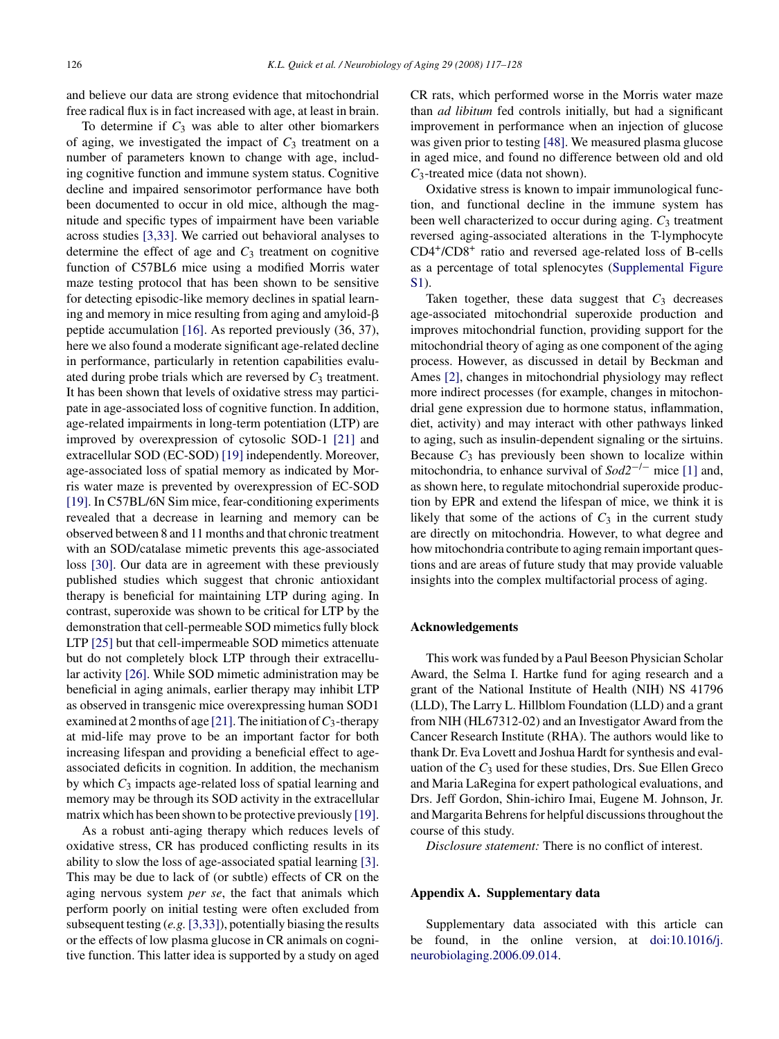and believe our data are strong evidence that mitochondrial free radical flux is in fact increased with age, at least in brain.

To determine if $C_3$ was able to alter other biomarkers of aging, we investigated the impact of $C_3$ treatment on a number of parameters known to change with age, including cognitive function and immune system status. Cognitive decline and impaired sensorimotor performance have both been documented to occur in old mice, although the magnitude and specific types of impairment have been variable across studies [3,33]. We carried out behavioral analyses to determine the effect of age and $C_3$ treatment on cognitive function of C57BL6 mice using a modified Morris water maze testing protocol that has been shown to be sensitive for detecting episodic-like memory declines in spatial learning and memory in mice resulting from aging and amyloid-β peptide accumulation [16]. As reported previously (36, 37), here we also found a moderate significant age-related decline in performance, particularly in retention capabilities evaluated during probe trials which are reversed by $C_3$ treatment. It has been shown that levels of oxidative stress may participate in age-associated loss of cognitive function. In addition, age-related impairments in long-term potentiation (LTP) are improved by overexpression of cytosolic SOD-1 [21] and extracellular SOD (EC-SOD) [19] independently. Moreover, age-associated loss of spatial memory as indicated by Morris water maze is prevented by overexpression of EC-SOD [19]. In C57BL/6N Sim mice, fear-conditioning experiments revealed that a decrease in learning and memory can be observed between 8 and 11 months and that chronic treatment with an SOD/catalase mimetic prevents this age-associated loss [30]. Our data are in agreement with these previously published studies which suggest that chronic antioxidant therapy is beneficial for maintaining LTP during aging. In contrast, superoxide was shown to be critical for LTP by the demonstration that cell-permeable SOD mimetics fully block LTP [25] but that cell-impermeable SOD mimetics attenuate but do not completely block LTP through their extracellular activity [26]. While SOD mimetic administration may be beneficial in aging animals, earlier therapy may inhibit LTP as observed in transgenic mice overexpressing human SOD1 examined at 2 months of age [21]. The initiation of $C_3$-therapy at mid-life may prove to be an important factor for both increasing lifespan and providing a beneficial effect to age-associated deficits in cognition. In addition, the mechanism by which $C_3$ impacts age-related loss of spatial learning and memory may be through its SOD activity in the extracellular matrix which has been shown to be protective previously [19].

As a robust anti-aging therapy which reduces levels of oxidative stress, CR has produced conflicting results in its ability to slow the loss of age-associated spatial learning [3]. This may be due to lack of (or subtle) effects of CR on the aging nervous system *per se*, the fact that animals which perform poorly on initial testing were often excluded from subsequent testing (*e.g.* [3,33]), potentially biasing the results or the effects of low plasma glucose in CR animals on cognitive function. This latter idea is supported by a study on aged CR rats, which performed worse in the Morris water maze than *ad libitum* fed controls initially, but had a significant improvement in performance when an injection of glucose was given prior to testing [48]. We measured plasma glucose in aged mice, and found no difference between old and old $C_3$-treated mice (data not shown).

Oxidative stress is known to impair immunological function, and functional decline in the immune system has been well characterized to occur during aging. $C_3$ treatment reversed aging-associated alterations in the T-lymphocyte $CD4^+/CD8^+$ ratio and reversed age-related loss of B-cells as a percentage of total splenocytes (Supplemental Figure S1).

Taken together, these data suggest that $C_3$ decreases age-associated mitochondrial superoxide production and improves mitochondrial function, providing support for the mitochondrial theory of aging as one component of the aging process. However, as discussed in detail by Beckman and Ames [2], changes in mitochondrial physiology may reflect more indirect processes (for example, changes in mitochondrial gene expression due to hormone status, inflammation, diet, activity) and may interact with other pathways linked to aging, such as insulin-dependent signaling or the sirtuins. Because $C_3$ has previously been shown to localize within mitochondria, to enhance survival of *Sod2*$^{-/-}$ mice [1] and, as shown here, to regulate mitochondrial superoxide production by EPR and extend the lifespan of mice, we think it is likely that some of the actions of $C_3$ in the current study are directly on mitochondria. However, to what degree and how mitochondria contribute to aging remain important questions and are areas of future study that may provide valuable insights into the complex multifactorial process of aging.

## Acknowledgements

This work was funded by a Paul Beeson Physician Scholar Award, the Selma I. Hartke fund for aging research and a grant of the National Institute of Health (NIH) NS 41796 (LLD), The Larry L. Hillblom Foundation (LLD) and a grant from NIH (HL67312-02) and an Investigator Award from the Cancer Research Institute (RHA). The authors would like to thank Dr. Eva Lovett and Joshua Hardt for synthesis and evaluation of the $C_3$ used for these studies, Drs. Sue Ellen Greco and Maria LaRegina for expert pathological evaluations, and Drs. Jeff Gordon, Shin-ichiro Imai, Eugene M. Johnson, Jr. and Margarita Behrens for helpful discussions throughout the course of this study.

*Disclosure statement:* There is no conflict of interest.

## Appendix A. Supplementary data

Supplementary data associated with this article can be found, in the online version, at doi:10.1016/j.neurobiolaging.2006.09.014.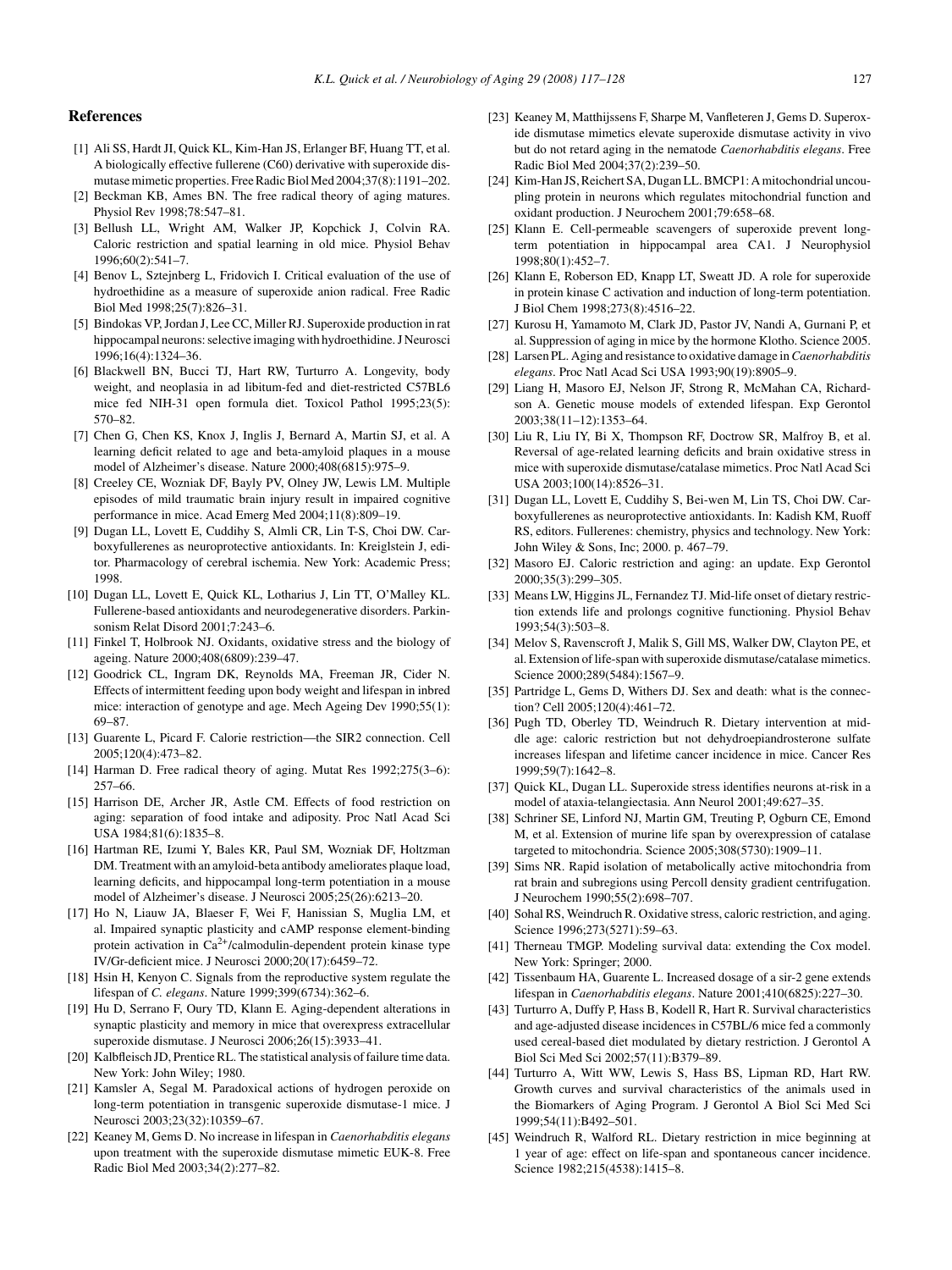## References

[1] Ali SS, Hardt JI, Quick KL, Kim-Han JS, Erlanger BF, Huang TT, et al. A biologically effective fullerene (C60) derivative with superoxide dismutase mimetic properties. Free Radic Biol Med 2004;37(8):1191–202.

[2] Beckman KB, Ames BN. The free radical theory of aging matures. Physiol Rev 1998;78:547–81.

[3] Bellush LL, Wright AM, Walker JP, Kopchick J, Colvin RA. Caloric restriction and spatial learning in old mice. Physiol Behav 1996;60(2):541–7.

[4] Benov L, Sztejnberg L, Fridovich I. Critical evaluation of the use of hydroethidine as a measure of superoxide anion radical. Free Radic Biol Med 1998;25(7):826–31.

[5] Bindokas VP, Jordan J, Lee CC, Miller RJ. Superoxide production in rat hippocampal neurons: selective imaging with hydroethidine. J Neurosci 1996;16(4):1324–36.

[6] Blackwell BN, Bucci TJ, Hart RW, Turturro A. Longevity, body weight, and neoplasia in ad libitum-fed and diet-restricted C57BL6 mice fed NIH-31 open formula diet. Toxicol Pathol 1995;23(5): 570–82.

[7] Chen G, Chen KS, Knox J, Inglis J, Bernard A, Martin SJ, et al. A learning deficit related to age and beta-amyloid plaques in a mouse model of Alzheimer's disease. Nature 2000;408(6815):975–9.

[8] Creeley CE, Wozniak DF, Bayly PV, Olney JW, Lewis LM. Multiple episodes of mild traumatic brain injury result in impaired cognitive performance in mice. Acad Emerg Med 2004;11(8):809–19.

[9] Dugan LL, Lovett E, Cuddihy S, Almli CR, Lin T-S, Choi DW. Carboxyfullerenes as neuroprotective antioxidants. In: Kreiglstein J, editor. Pharmacology of cerebral ischemia. New York: Academic Press; 1998.

[10] Dugan LL, Lovett E, Quick KL, Lotharius J, Lin TT, O'Malley KL. Fullerene-based antioxidants and neurodegenerative disorders. Parkinsonism Relat Disord 2001;7:243–6.

[11] Finkel T, Holbrook NJ. Oxidants, oxidative stress and the biology of ageing. Nature 2000;408(6809):239–47.

[12] Goodrick CL, Ingram DK, Reynolds MA, Freeman JR, Cider N. Effects of intermittent feeding upon body weight and lifespan in inbred mice: interaction of genotype and age. Mech Ageing Dev 1990;55(1): 69–87.

[13] Guarente L, Picard F. Calorie restriction—the SIR2 connection. Cell 2005;120(4):473–82.

[14] Harman D. Free radical theory of aging. Mutat Res 1992;275(3–6): 257–66.

[15] Harrison DE, Archer JR, Astle CM. Effects of food restriction on aging: separation of food intake and adiposity. Proc Natl Acad Sci USA 1984;81(6):1835–8.

[16] Hartman RE, Izumi Y, Bales KR, Paul SM, Wozniak DF, Holtzman DM. Treatment with an amyloid-beta antibody ameliorates plaque load, learning deficits, and hippocampal long-term potentiation in a mouse model of Alzheimer's disease. J Neurosci 2005;25(26):6213–20.

[17] Ho N, Liauw JA, Blaeser F, Wei F, Hanissian S, Muglia LM, et al. Impaired synaptic plasticity and cAMP response element-binding protein activation in $Ca^{2+}$/calmodulin-dependent protein kinase type IV/Gr-deficient mice. J Neurosci 2000;20(17):6459–72.

[18] Hsin H, Kenyon C. Signals from the reproductive system regulate the lifespan of *C. elegans*. Nature 1999;399(6734):362–6.

[19] Hu D, Serrano F, Oury TD, Klann E. Aging-dependent alterations in synaptic plasticity and memory in mice that overexpress extracellular superoxide dismutase. J Neurosci 2006;26(15):3933–41.

[20] Kalbfleisch JD, Prentice RL. The statistical analysis of failure time data. New York: John Wiley; 1980.

[21] Kamsler A, Segal M. Paradoxical actions of hydrogen peroxide on long-term potentiation in transgenic superoxide dismutase-1 mice. J Neurosci 2003;23(32):10359–67.

[22] Keaney M, Gems D. No increase in lifespan in *Caenorhabditis elegans* upon treatment with the superoxide dismutase mimetic EUK-8. Free Radic Biol Med 2003;34(2):277–82.

[23] Keaney M, Matthijssens F, Sharpe M, Vanfleteren J, Gems D. Superoxide dismutase mimetics elevate superoxide dismutase activity in vivo but do not retard aging in the nematode *Caenorhabditis elegans*. Free Radic Biol Med 2004;37(2):239–50.

[24] Kim-Han JS, Reichert SA, Dugan LL. BMCP1: A mitochondrial uncoupling protein in neurons which regulates mitochondrial function and oxidant production. J Neurochem 2001;79:658–68.

[25] Klann E. Cell-permeable scavengers of superoxide prevent long-term potentiation in hippocampal area CA1. J Neurophysiol 1998;80(1):452–7.

[26] Klann E, Roberson ED, Knapp LT, Sweatt JD. A role for superoxide in protein kinase C activation and induction of long-term potentiation. J Biol Chem 1998;273(8):4516–22.

[27] Kurosu H, Yamamoto M, Clark JD, Pastor JV, Nandi A, Gurnani P, et al. Suppression of aging in mice by the hormone Klotho. Science 2005.

[28] Larsen PL. Aging and resistance to oxidative damage in *Caenorhabditis elegans*. Proc Natl Acad Sci USA 1993;90(19):8905–9.

[29] Liang H, Masoro EJ, Nelson JF, Strong R, McMahan CA, Richardson A. Genetic mouse models of extended lifespan. Exp Gerontol 2003;38(11–12):1353–64.

[30] Liu R, Liu IY, Bi X, Thompson RF, Doctrow SR, Malfroy B, et al. Reversal of age-related learning deficits and brain oxidative stress in mice with superoxide dismutase/catalase mimetics. Proc Natl Acad Sci USA 2003;100(14):8526–31.

[31] Dugan LL, Lovett E, Cuddihy S, Bei-wen M, Lin TS, Choi DW. Carboxyfullerenes as neuroprotective antioxidants. In: Kadish KM, Ruoff RS, editors. Fullerenes: chemistry, physics and technology. New York: John Wiley & Sons, Inc; 2000. p. 467–79.

[32] Masoro EJ. Caloric restriction and aging: an update. Exp Gerontol 2000;35(3):299–305.

[33] Means LW, Higgins JL, Fernandez TJ. Mid-life onset of dietary restriction extends life and prolongs cognitive functioning. Physiol Behav 1993;54(3):503–8.

[34] Melov S, Ravenscroft J, Malik S, Gill MS, Walker DW, Clayton PE, et al. Extension of life-span with superoxide dismutase/catalase mimetics. Science 2000;289(5484):1567–9.

[35] Partridge L, Gems D, Withers DJ. Sex and death: what is the connection? Cell 2005;120(4):461–72.

[36] Pugh TD, Oberley TD, Weindruch R. Dietary intervention at middle age: caloric restriction but not dehydroepiandrosterone sulfate increases lifespan and lifetime cancer incidence in mice. Cancer Res 1999;59(7):1642–8.

[37] Quick KL, Dugan LL. Superoxide stress identifies neurons at-risk in a model of ataxia-telangiectasia. Ann Neurol 2001;49:627–35.

[38] Schriner SE, Linford NJ, Martin GM, Treuting P, Ogburn CE, Emond M, et al. Extension of murine life span by overexpression of catalase targeted to mitochondria. Science 2005;308(5730):1909–11.

[39] Sims NR. Rapid isolation of metabolically active mitochondria from rat brain and subregions using Percoll density gradient centrifugation. J Neurochem 1990;55(2):698–707.

[40] Sohal RS, Weindruch R. Oxidative stress, caloric restriction, and aging. Science 1996;273(5271):59–63.

[41] Therneau TMGP. Modeling survival data: extending the Cox model. New York: Springer; 2000.

[42] Tissenbaum HA, Guarente L. Increased dosage of a sir-2 gene extends lifespan in *Caenorhabditis elegans*. Nature 2001;410(6825):227–30.

[43] Turturro A, Duffy P, Hass B, Kodell R, Hart R. Survival characteristics and age-adjusted disease incidences in C57BL/6 mice fed a commonly used cereal-based diet modulated by dietary restriction. J Gerontol A Biol Sci Med Sci 2002;57(11):B379–89.

[44] Turturro A, Witt WW, Lewis S, Hass BS, Lipman RD, Hart RW. Growth curves and survival characteristics of the animals used in the Biomarkers of Aging Program. J Gerontol A Biol Sci Med Sci 1999;54(11):B492–501.

[45] Weindruch R, Walford RL. Dietary restriction in mice beginning at 1 year of age: effect on life-span and spontaneous cancer incidence. Science 1982;215(4538):1415–8.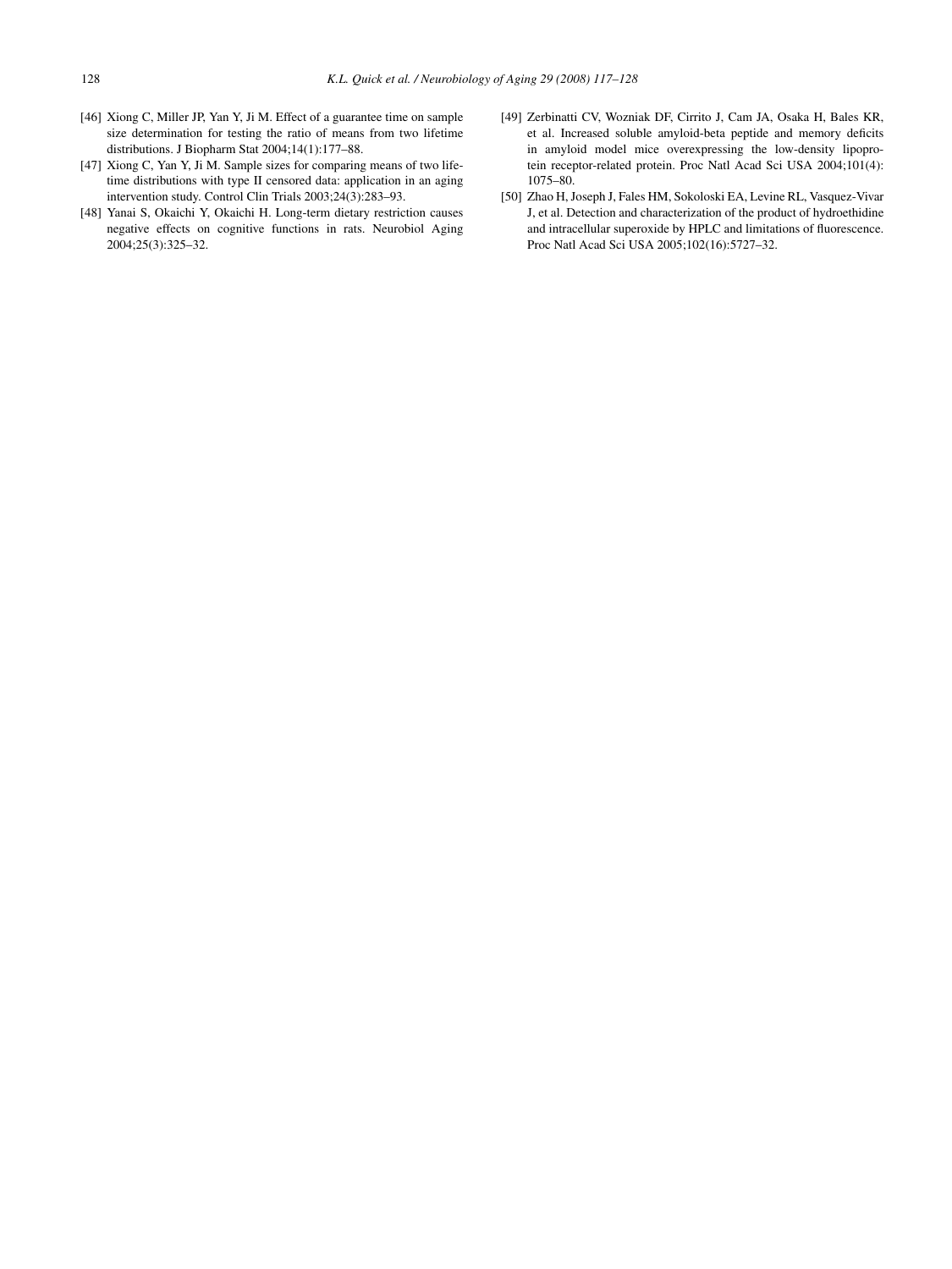[46] Xiong C, Miller JP, Yan Y, Ji M. Effect of a guarantee time on sample size determination for testing the ratio of means from two lifetime distributions. J Biopharm Stat 2004;14(1):177–88.

[47] Xiong C, Yan Y, Ji M. Sample sizes for comparing means of two lifetime distributions with type II censored data: application in an aging intervention study. Control Clin Trials 2003;24(3):283–93.

[48] Yanai S, Okaichi Y, Okaichi H. Long-term dietary restriction causes negative effects on cognitive functions in rats. Neurobiol Aging 2004;25(3):325–32.

[49] Zerbinatti CV, Wozniak DF, Cirrito J, Cam JA, Osaka H, Bales KR, et al. Increased soluble amyloid-beta peptide and memory deficits in amyloid model mice overexpressing the low-density lipoprotein receptor-related protein. Proc Natl Acad Sci USA 2004;101(4): 1075–80.

[50] Zhao H, Joseph J, Fales HM, Sokoloski EA, Levine RL, Vasquez-Vivar J, et al. Detection and characterization of the product of hydroethidine and intracellular superoxide by HPLC and limitations of fluorescence. Proc Natl Acad Sci USA 2005;102(16):5727–32.